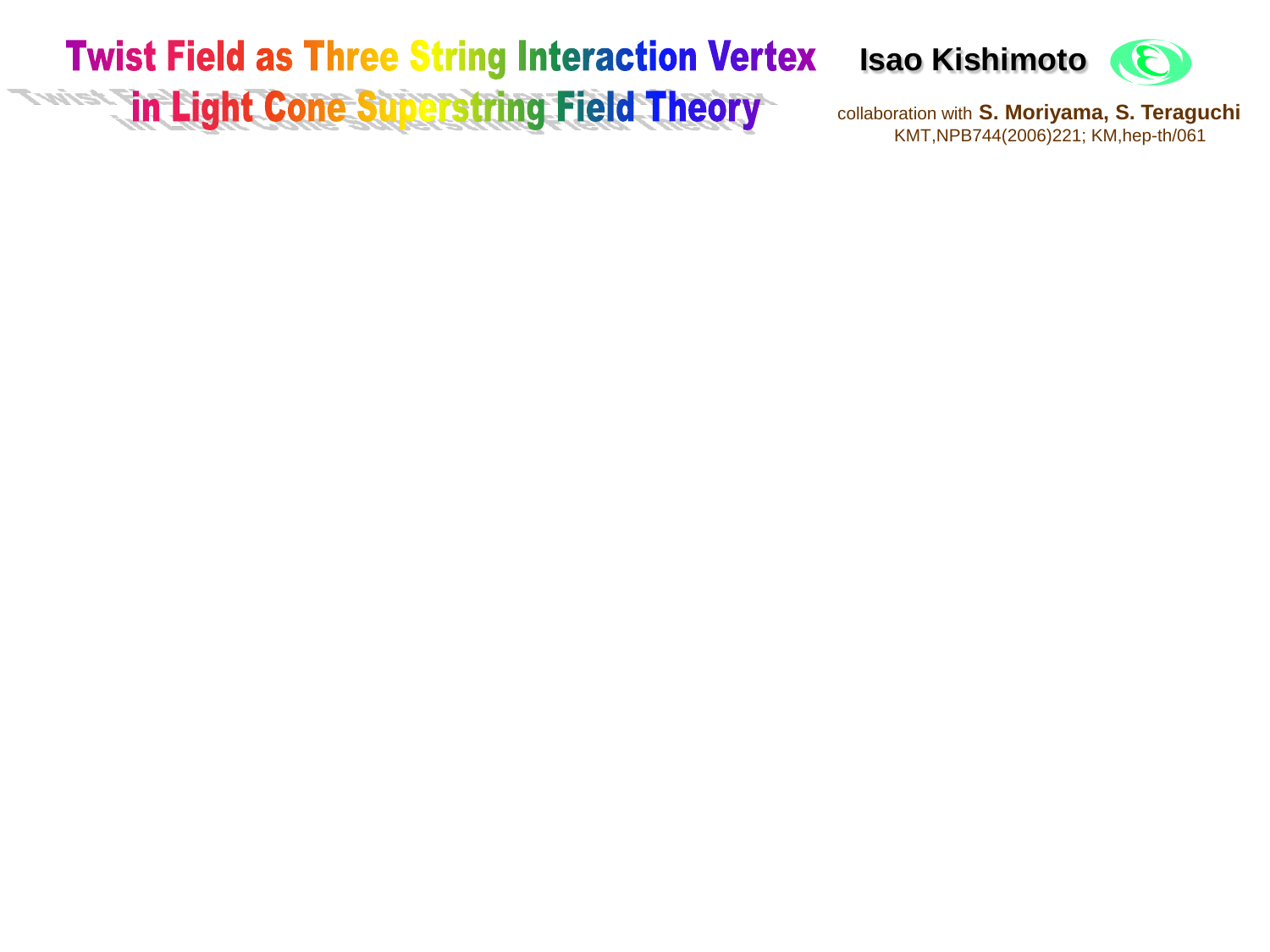# Twist Field as Three String Interaction Vertex in Light Cone Superstring Field Theory

**Isao Kishimoto**

collaboration with **S. Moriyama, S. Teraguchi**

KMT,NPB744(2006)221; KM,hep-th/061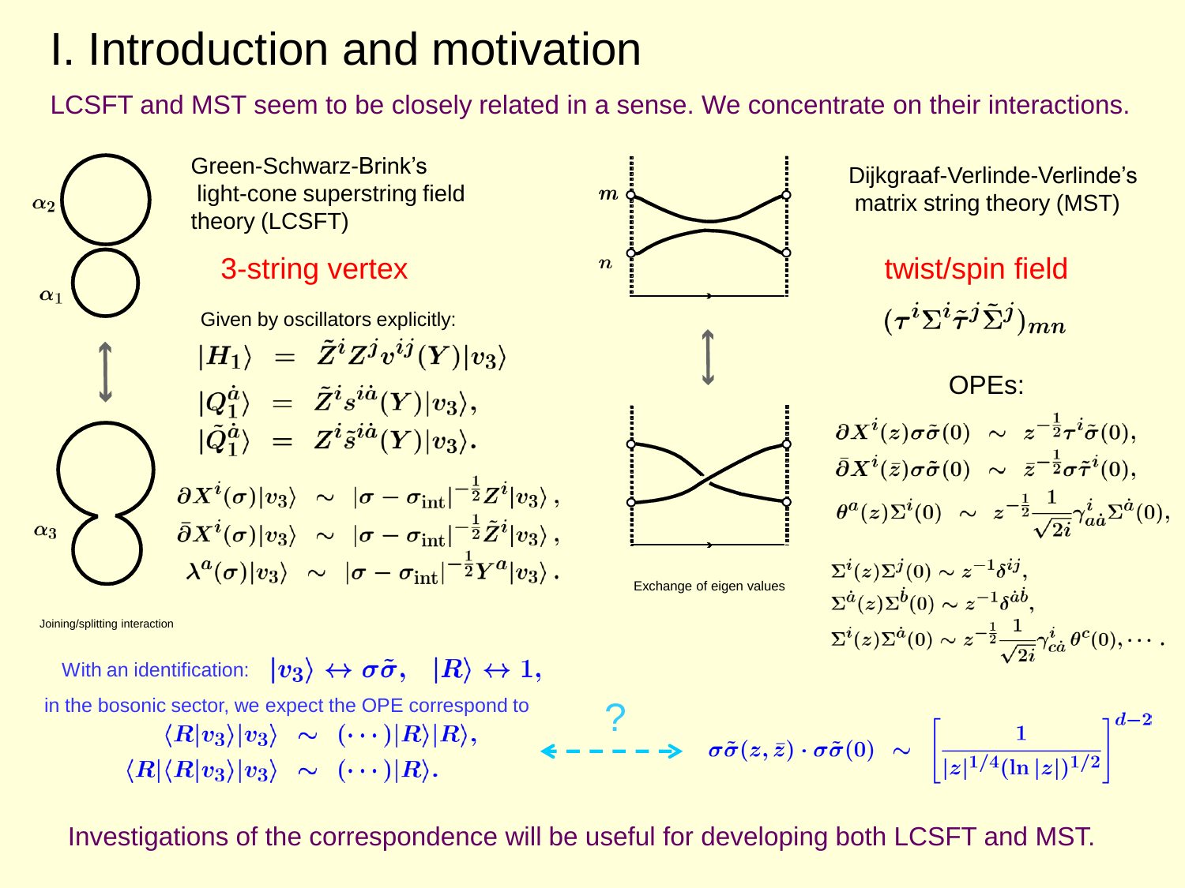# I. Introduction and motivation

LCSFT and MST seem to be closely related in a sense. We concentrate on their interactions.

Green-Schwarz-Brink's light-cone superstring field theory (LCSFT)

$\alpha_2$

$\alpha_1$

$\alpha_3$

Joining/splitting interaction

## 3-string vertex

Given by oscillators explicitly:

$$
\begin{aligned}
|H_1\rangle &= \tilde{Z}^i Z^j v^{ij}(Y)|v_3\rangle \\
|Q_1^{\dot{a}}\rangle &= \tilde{Z}^i s^{i\dot{a}}(Y)|v_3\rangle, \\
|\tilde{Q}_1^{\dot{a}}\rangle &= Z^i \tilde{s}^{i\dot{a}}(Y)|v_3\rangle.
\end{aligned}
$$

$$
\begin{aligned}
\partial X^i(\sigma)|v_3\rangle &\sim |\sigma - \sigma_{\rm int}|^{-\frac{1}{2}} Z^i |v_3\rangle\,, \\
\bar{\partial} X^i(\sigma)|v_3\rangle &\sim |\sigma - \sigma_{\rm int}|^{-\frac{1}{2}} \tilde{Z}^i |v_3\rangle\,, \\
\lambda^a(\sigma)|v_3\rangle &\sim |\sigma - \sigma_{\rm int}|^{-\frac{1}{2}} Y^a |v_3\rangle\,.
\end{aligned}
$$

$m$

$n$

Exchange of eigen values

Dijkgraaf-Verlinde-Verlinde's matrix string theory (MST)

## twist/spin field

$$
(\tau^i \Sigma^i \tilde{\tau}^j \tilde{\Sigma}^j)_{mn}
$$

OPEs:

$$
\begin{aligned}
\partial X^i(z)\sigma\tilde{\sigma}(0) &\sim z^{-\frac{1}{2}} \tau^i \tilde{\sigma}(0), \\
\bar{\partial} X^i(\bar{z})\sigma\tilde{\sigma}(0) &\sim \bar{z}^{-\frac{1}{2}} \sigma \tilde{\tau}^i(0), \\
\theta^a(z)\Sigma^i(0) &\sim z^{-\frac{1}{2}} \frac{1}{\sqrt{2i}} \gamma^i_{a\dot{a}} \Sigma^{\dot{a}}(0),
\end{aligned}
$$

$$
\begin{aligned}
&\Sigma^i(z)\Sigma^j(0) \sim z^{-1}\delta^{ij}, \\
&\Sigma^{\dot{a}}(z)\Sigma^{\dot{b}}(0) \sim z^{-1}\delta^{\dot{a}\dot{b}}, \\
&\Sigma^i(z)\Sigma^{\dot{a}}(0) \sim z^{-\frac{1}{2}} \frac{1}{\sqrt{2i}} \gamma^i_{c\dot{a}}\, \theta^c(0), \cdots .
\end{aligned}
$$

With an identification: $|v_3\rangle \leftrightarrow \sigma\tilde{\sigma}, \quad |R\rangle \leftrightarrow 1,$

in the bosonic sector, we expect the OPE correspond to

$$
\begin{aligned}
\langle R|v_3\rangle|v_3\rangle &\sim (\cdots)|R\rangle|R\rangle, \\
\langle R|\langle R|v_3\rangle|v_3\rangle &\sim (\cdots)|R\rangle.
\end{aligned}
$$

?

$$
\sigma\tilde{\sigma}(z,\bar{z}) \cdot \sigma\tilde{\sigma}(0) \sim \left[\frac{1}{|z|^{1/4}(\ln|z|)^{1/2}}\right]^{d-2}
$$

Investigations of the correspondence will be useful for developing both LCSFT and MST.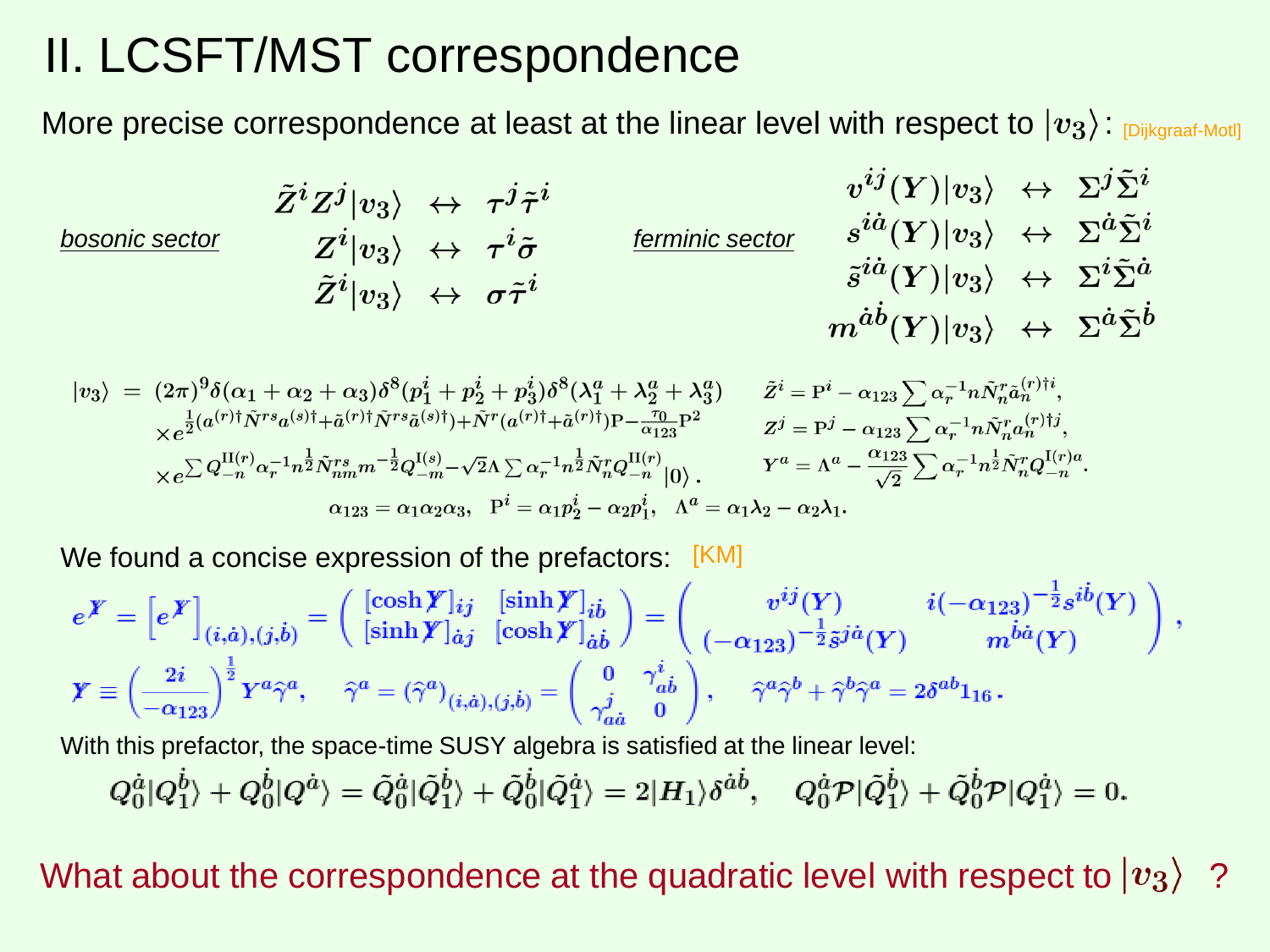# II. LCSFT/MST correspondence

More precise correspondence at least at the linear level with respect to $|v_3\rangle$: [Dijkgraaf-Motl]

*bosonic sector*

$$\tilde{Z}^i Z^j |v_3\rangle \leftrightarrow \tau^j \tilde{\tau}^i$$
$$Z^i |v_3\rangle \leftrightarrow \tau^i \tilde{\sigma}$$
$$\tilde{Z}^i |v_3\rangle \leftrightarrow \sigma \tilde{\tau}^i$$

*ferminic sector*

$$v^{ij}(Y)|v_3\rangle \leftrightarrow \Sigma^j \tilde{\Sigma}^i$$
$$s^{i\dot{a}}(Y)|v_3\rangle \leftrightarrow \Sigma^{\dot{a}} \tilde{\Sigma}^i$$
$$\tilde{s}^{i\dot{a}}(Y)|v_3\rangle \leftrightarrow \Sigma^i \tilde{\Sigma}^{\dot{a}}$$
$$m^{\dot{a}\dot{b}}(Y)|v_3\rangle \leftrightarrow \Sigma^{\dot{a}} \tilde{\Sigma}^{\dot{b}}$$

$$|v_3\rangle = (2\pi)^9 \delta(\alpha_1+\alpha_2+\alpha_3)\delta^8(p_1^i+p_2^i+p_3^i)\delta^8(\lambda_1^a+\lambda_2^a+\lambda_3^a)$$
$$\times e^{\frac{1}{2}(a^{(r)\dagger}\tilde{N}^{rs}a^{(s)\dagger}+\tilde{a}^{(r)\dagger}\tilde{N}^{rs}\tilde{a}^{(s)\dagger})+\tilde{N}^r(a^{(r)\dagger}+\tilde{a}^{(r)\dagger})\mathrm{P}-\frac{\tau_0}{\alpha_{123}}\mathrm{P}^2}$$
$$\times e^{\sum Q_{-n}^{\mathrm{II}(r)}\alpha_r^{-1}n^{\frac{1}{2}}\tilde{N}_{nm}^{rs}m^{-\frac{1}{2}}Q_{-m}^{\mathrm{I}(s)}-\sqrt{2}\Lambda\sum\alpha_r^{-1}n^{\frac{1}{2}}\tilde{N}_n^r Q_{-n}^{\mathrm{II}(r)}}|0\rangle .$$

$$\tilde{Z}^i = \mathrm{P}^i - \alpha_{123}\sum \alpha_r^{-1} n \tilde{N}_n^r \tilde{a}_n^{(r)\dagger i},$$
$$Z^j = \mathrm{P}^j - \alpha_{123}\sum \alpha_r^{-1} n \tilde{N}_n^r a_n^{(r)\dagger j},$$
$$Y^a = \Lambda^a - \frac{\alpha_{123}}{\sqrt{2}}\sum \alpha_r^{-1} n^{\frac{1}{2}} \tilde{N}_n^r Q_{-n}^{\mathrm{I}(r)a}.$$

$$\alpha_{123} = \alpha_1\alpha_2\alpha_3, \quad \mathrm{P}^i = \alpha_1 p_2^i - \alpha_2 p_1^i, \quad \Lambda^a = \alpha_1\lambda_2 - \alpha_2\lambda_1.$$

We found a concise expression of the prefactors: [KM]

$$e^{\boldsymbol{Y}} = \left[e^{\boldsymbol{Y}}\right]_{(i,\dot{a}),(j,\dot{b})} = \begin{pmatrix} [\cosh \boldsymbol{Y}]_{ij} & [\sinh \boldsymbol{Y}]_{i\dot{b}} \\ [\sinh \boldsymbol{Y}]_{\dot{a}j} & [\cosh \boldsymbol{Y}]_{\dot{a}\dot{b}} \end{pmatrix} = \begin{pmatrix} v^{ij}(Y) & i(-\alpha_{123})^{-\frac{1}{2}} s^{i\dot{b}}(Y) \\ (-\alpha_{123})^{-\frac{1}{2}} \tilde{s}^{j\dot{a}}(Y) & m^{\dot{b}\dot{a}}(Y) \end{pmatrix},$$

$$\boldsymbol{Y} \equiv \left(\frac{2i}{-\alpha_{123}}\right)^{\frac{1}{2}} Y^a \hat{\gamma}^a, \quad \hat{\gamma}^a = (\hat{\gamma}^a)_{(i,\dot{a}),(j,\dot{b})} = \begin{pmatrix} 0 & \gamma^i_{a\dot{b}} \\ \gamma^j_{a\dot{a}} & 0 \end{pmatrix}, \quad \hat{\gamma}^a\hat{\gamma}^b + \hat{\gamma}^b\hat{\gamma}^a = 2\delta^{ab}1_{16}.$$

With this prefactor, the space-time SUSY algebra is satisfied at the linear level:

$$Q_0^{\dot{a}}|Q_1^{\dot{b}}\rangle + Q_0^{\dot{b}}|Q^{\dot{a}}\rangle = \tilde{Q}_0^{\dot{a}}|\tilde{Q}_1^{\dot{b}}\rangle + \tilde{Q}_0^{\dot{b}}|\tilde{Q}_1^{\dot{a}}\rangle = 2|H_1\rangle\delta^{\dot{a}\dot{b}}, \quad Q_0^{\dot{a}}\mathcal{P}|\tilde{Q}_1^{\dot{b}}\rangle + \tilde{Q}_0^{\dot{b}}\mathcal{P}|Q_1^{\dot{a}}\rangle = 0.$$

What about the correspondence at the quadratic level with respect to $|v_3\rangle$ ?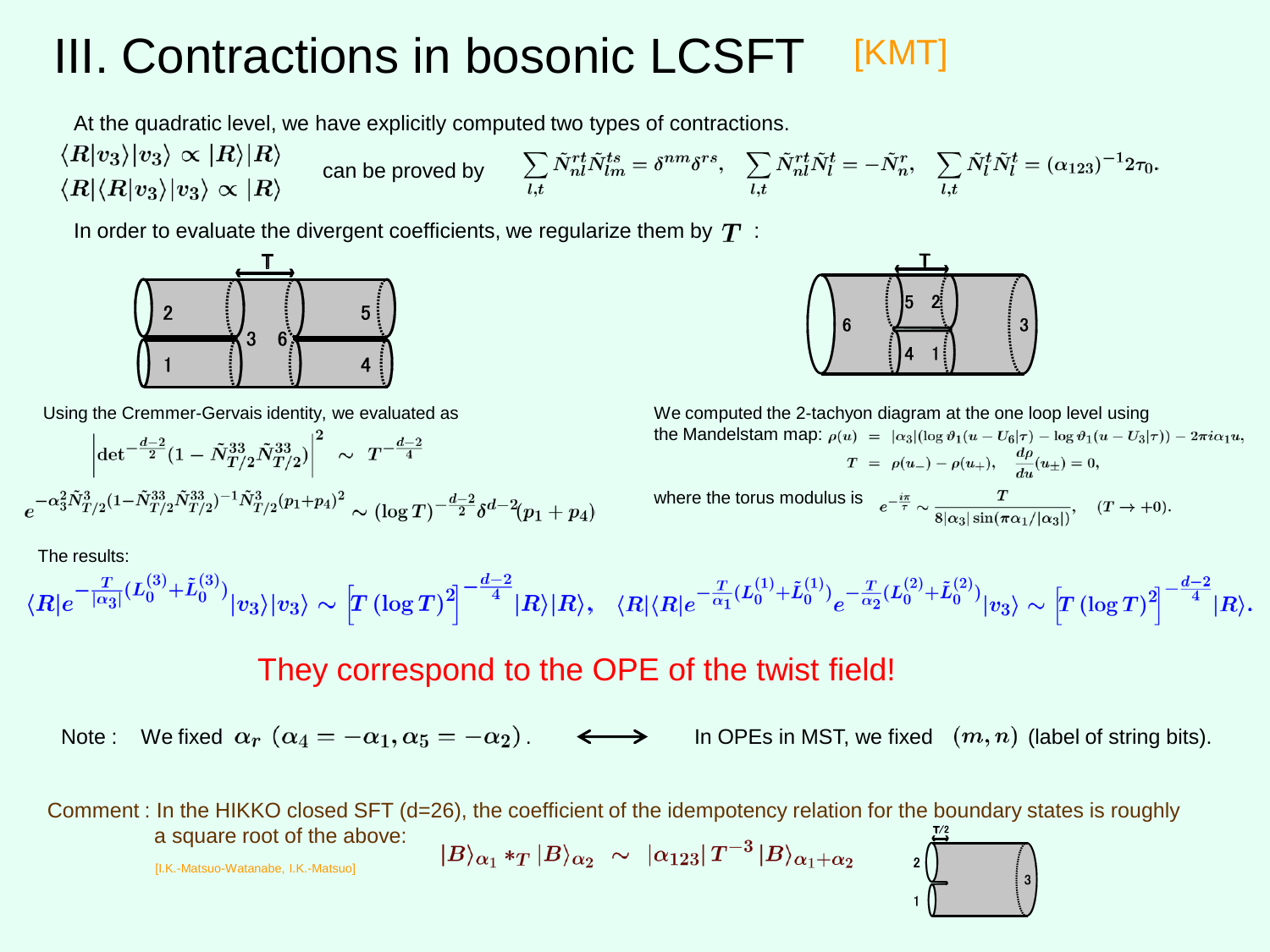# III. Contractions in bosonic LCSFT [KMT]

At the quadratic level, we have explicitly computed two types of contractions.

$$\langle R|v_3\rangle|v_3\rangle \propto |R\rangle|R\rangle$$
$$\langle R|\langle R|v_3\rangle|v_3\rangle \propto |R\rangle$$

can be proved by

$$\sum_{l,t}\tilde{N}^{rt}_{nl}\tilde{N}^{ts}_{lm} = \delta^{nm}\delta^{rs},\quad \sum_{l,t}\tilde{N}^{rt}_{nl}\tilde{N}^{t}_{l} = -\tilde{N}^{r}_{n},\quad \sum_{l,t}\tilde{N}^{t}_{l}\tilde{N}^{t}_{l} = (\alpha_{123})^{-1}2\tau_0.$$

In order to evaluate the divergent coefficients, we regularize them by $T$ :

Using the Cremmer-Gervais identity, we evaluated as

$$\left|\det{}^{-\frac{d-2}{2}}(1-\tilde{N}^{33}_{T/2}\tilde{N}^{33}_{T/2})\right|^2 \sim T^{-\frac{d-2}{4}}$$

$$e^{-\alpha_3^2\tilde{N}^3_{T/2}(1-\tilde{N}^{33}_{T/2}\tilde{N}^{33}_{T/2})^{-1}\tilde{N}^3_{T/2}(p_1+p_4)^2} \sim (\log T)^{-\frac{d-2}{2}}\delta^{d-2}(p_1+p_4)$$

We computed the 2-tachyon diagram at the one loop level using the Mandelstam map:

$$\rho(u) = |\alpha_3|(\log\vartheta_1(u-U_6|\tau)-\log\vartheta_1(u-U_3|\tau))-2\pi i\alpha_1 u,$$
$$T = \rho(u_-)-\rho(u_+),\quad \frac{d\rho}{du}(u_\pm)=0,$$

where the torus modulus is $e^{-\frac{i\pi}{\tau}} \sim \dfrac{T}{8|\alpha_3|\sin(\pi\alpha_1/|\alpha_3|)},\quad (T\to +0).$

The results:

$$\langle R|e^{-\frac{T}{|\alpha_3|}(L_0^{(3)}+\tilde{L}_0^{(3)})}|v_3\rangle|v_3\rangle \sim \left[T(\log T)^2\right]^{-\frac{d-2}{4}}|R\rangle|R\rangle,\quad \langle R|\langle R|e^{-\frac{T}{\alpha_1}(L_0^{(1)}+\tilde{L}_0^{(1)})}e^{-\frac{T}{\alpha_2}(L_0^{(2)}+\tilde{L}_0^{(2)})}|v_3\rangle \sim \left[T(\log T)^2\right]^{-\frac{d-2}{4}}|R\rangle.$$

**They correspond to the OPE of the twist field!**

Note : We fixed $\alpha_r$ $(\alpha_4=-\alpha_1,\alpha_5=-\alpha_2)$. $\longleftrightarrow$ In OPEs in MST, we fixed $(m,n)$ (label of string bits).

Comment : In the HIKKO closed SFT (d=26), the coefficient of the idempotency relation for the boundary states is roughly a square root of the above:

$$|B\rangle_{\alpha_1} *_T |B\rangle_{\alpha_2} \sim |\alpha_{123}|\,T^{-3}\,|B\rangle_{\alpha_1+\alpha_2}$$

[I.K.-Matsuo-Watanabe, I.K.-Matsuo]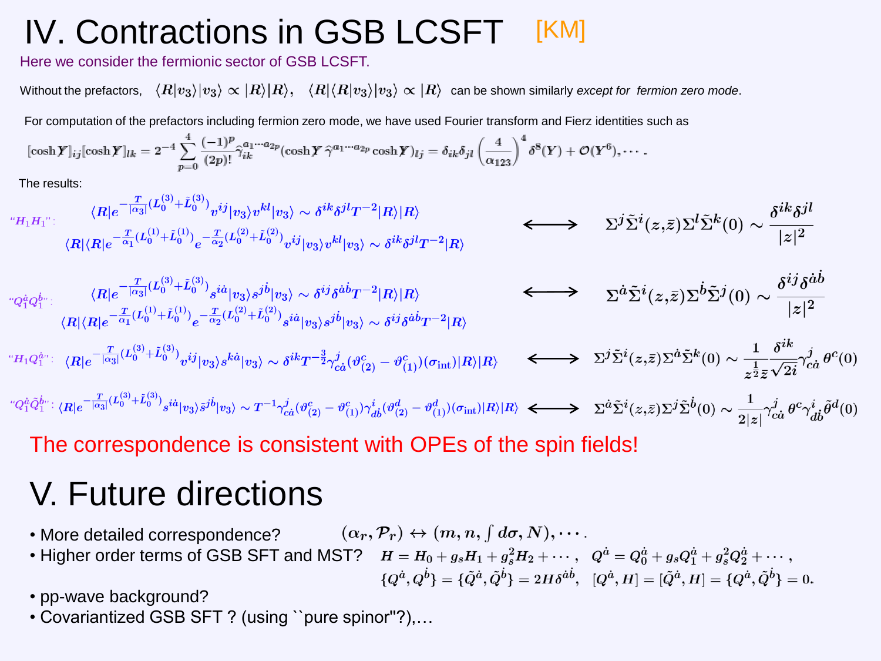# IV. Contractions in GSB LCSFT [KM]

Here we consider the fermionic sector of GSB LCSFT.

Without the prefactors, $\langle R|v_3\rangle|v_3\rangle \propto |R\rangle|R\rangle, \quad \langle R|\langle R|v_3\rangle|v_3\rangle \propto |R\rangle$ can be shown similarly *except for fermion zero mode*.

For computation of the prefactors including fermion zero mode, we have used Fourier transform and Fierz identities such as

$$[\cosh Y]_{ij}[\cosh Y]_{lk} = 2^{-4}\sum_{p=0}^{4}\frac{(-1)^p}{(2p)!}\hat{\gamma}_{ik}^{a_1\cdots a_{2p}}(\cosh Y\,\hat{\gamma}^{a_1\cdots a_{2p}}\cosh Y)_{lj} = \delta_{ik}\delta_{jl}\left(\frac{4}{\alpha_{123}}\right)^4\delta^8(Y) + \mathcal{O}(Y^6),\cdots.$$

The results:

"$H_1H_1$":

$$\langle R|e^{-\frac{T}{|\alpha_3|}(L_0^{(3)}+\tilde{L}_0^{(3)})}v^{ij}|v_3\rangle v^{kl}|v_3\rangle \sim \delta^{ik}\delta^{jl}T^{-2}|R\rangle|R\rangle$$

$$\langle R|\langle R|e^{-\frac{T}{\alpha_1}(L_0^{(1)}+\tilde{L}_0^{(1)})}e^{-\frac{T}{\alpha_2}(L_0^{(2)}+\tilde{L}_0^{(2)})}v^{ij}|v_3\rangle v^{kl}|v_3\rangle \sim \delta^{ik}\delta^{jl}T^{-2}|R\rangle$$

$$\longleftrightarrow \quad \Sigma^j\tilde{\Sigma}^i(z,\bar{z})\Sigma^l\tilde{\Sigma}^k(0) \sim \frac{\delta^{ik}\delta^{jl}}{|z|^2}$$

"$Q_1^{\dot{a}}Q_1^{\dot{b}}$":

$$\langle R|e^{-\frac{T}{|\alpha_3|}(L_0^{(3)}+\tilde{L}_0^{(3)})}s^{i\dot{a}}|v_3\rangle s^{j\dot{b}}|v_3\rangle \sim \delta^{ij}\delta^{\dot{a}\dot{b}}T^{-2}|R\rangle|R\rangle$$

$$\langle R|\langle R|e^{-\frac{T}{\alpha_1}(L_0^{(1)}+\tilde{L}_0^{(1)})}e^{-\frac{T}{\alpha_2}(L_0^{(2)}+\tilde{L}_0^{(2)})}s^{i\dot{a}}|v_3\rangle s^{j\dot{b}}|v_3\rangle \sim \delta^{ij}\delta^{\dot{a}\dot{b}}T^{-2}|R\rangle$$

$$\longleftrightarrow \quad \Sigma^{\dot{a}}\tilde{\Sigma}^i(z,\bar{z})\Sigma^{\dot{b}}\tilde{\Sigma}^j(0) \sim \frac{\delta^{ij}\delta^{\dot{a}\dot{b}}}{|z|^2}$$

"$H_1Q_1^{\dot{a}}$":

$$\langle R|e^{-\frac{T}{|\alpha_3|}(L_0^{(3)}+\tilde{L}_0^{(3)})}v^{ij}|v_3\rangle s^{k\dot{a}}|v_3\rangle \sim \delta^{ik}T^{-\frac{3}{2}}\gamma_{c\dot{a}}^{j}(\vartheta_{(2)}^c-\vartheta_{(1)}^c)(\sigma_{\rm int})|R\rangle|R\rangle \quad \longleftrightarrow \quad \Sigma^j\tilde{\Sigma}^i(z,\bar{z})\Sigma^{\dot{a}}\tilde{\Sigma}^k(0) \sim \frac{1}{z^{\frac{1}{2}}\bar{z}}\frac{\delta^{ik}}{\sqrt{2i}}\gamma_{c\dot{a}}^{j}\theta^c(0)$$

"$Q_1^{\dot{a}}\tilde{Q}_1^{\dot{b}}$":

$$\langle R|e^{-\frac{T}{|\alpha_3|}(L_0^{(3)}+\tilde{L}_0^{(3)})}s^{i\dot{a}}|v_3\rangle \tilde{s}^{j\dot{b}}|v_3\rangle \sim T^{-1}\gamma_{c\dot{a}}^{j}(\vartheta_{(2)}^c-\vartheta_{(1)}^c)\gamma_{d\dot{b}}^{i}(\vartheta_{(2)}^d-\vartheta_{(1)}^d)(\sigma_{\rm int})|R\rangle|R\rangle \quad \longleftrightarrow \quad \Sigma^{\dot{a}}\tilde{\Sigma}^i(z,\bar{z})\Sigma^j\tilde{\Sigma}^{\dot{b}}(0) \sim \frac{1}{2|z|}\gamma_{c\dot{a}}^{j}\theta^c\gamma_{d\dot{b}}^{i}\tilde{\theta}^d(0)$$

The correspondence is consistent with OPEs of the spin fields!

# V. Future directions

- More detailed correspondence? $\quad (\alpha_r, \mathcal{P}_r) \leftrightarrow (m, n, \int d\sigma, N), \cdots.$
- Higher order terms of GSB SFT and MST? $\quad H = H_0 + g_sH_1 + g_s^2H_2 + \cdots, \quad Q^{\dot{a}} = Q_0^{\dot{a}} + g_sQ_1^{\dot{a}} + g_s^2Q_2^{\dot{a}} + \cdots,$
  $\{Q^{\dot{a}}, Q^{\dot{b}}\} = \{\tilde{Q}^{\dot{a}}, \tilde{Q}^{\dot{b}}\} = 2H\delta^{\dot{a}\dot{b}}, \quad [Q^{\dot{a}}, H] = [\tilde{Q}^{\dot{a}}, H] = \{Q^{\dot{a}}, \tilde{Q}^{\dot{b}}\} = 0.$
- pp-wave background?
- Covariantized GSB SFT ? (using ``pure spinor"?),…